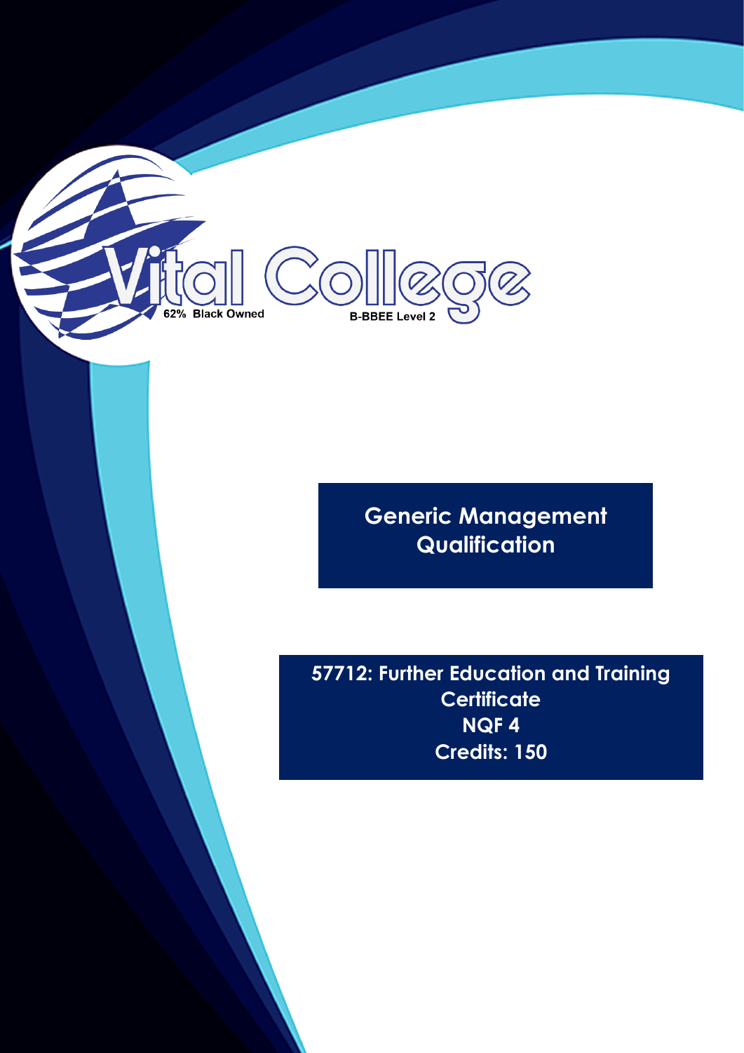Vital College

62% Black Owned

B-BBEE Level 2

# Generic Management Qualification

## 57712: Further Education and Training Certificate

## NQF 4

## Credits: 150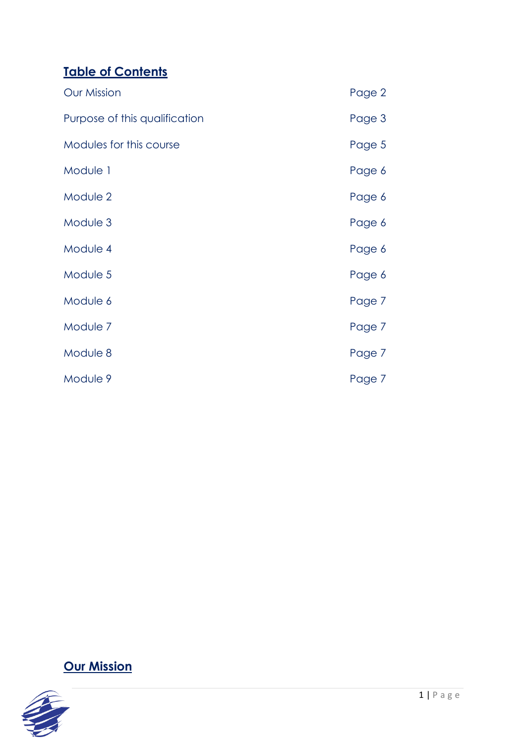## Table of Contents

| | |
|---|---|
| Our Mission | Page 2 |
| Purpose of this qualification | Page 3 |
| Modules for this course | Page 5 |
| Module 1 | Page 6 |
| Module 2 | Page 6 |
| Module 3 | Page 6 |
| Module 4 | Page 6 |
| Module 5 | Page 6 |
| Module 6 | Page 7 |
| Module 7 | Page 7 |
| Module 8 | Page 7 |
| Module 9 | Page 7 |

## Our Mission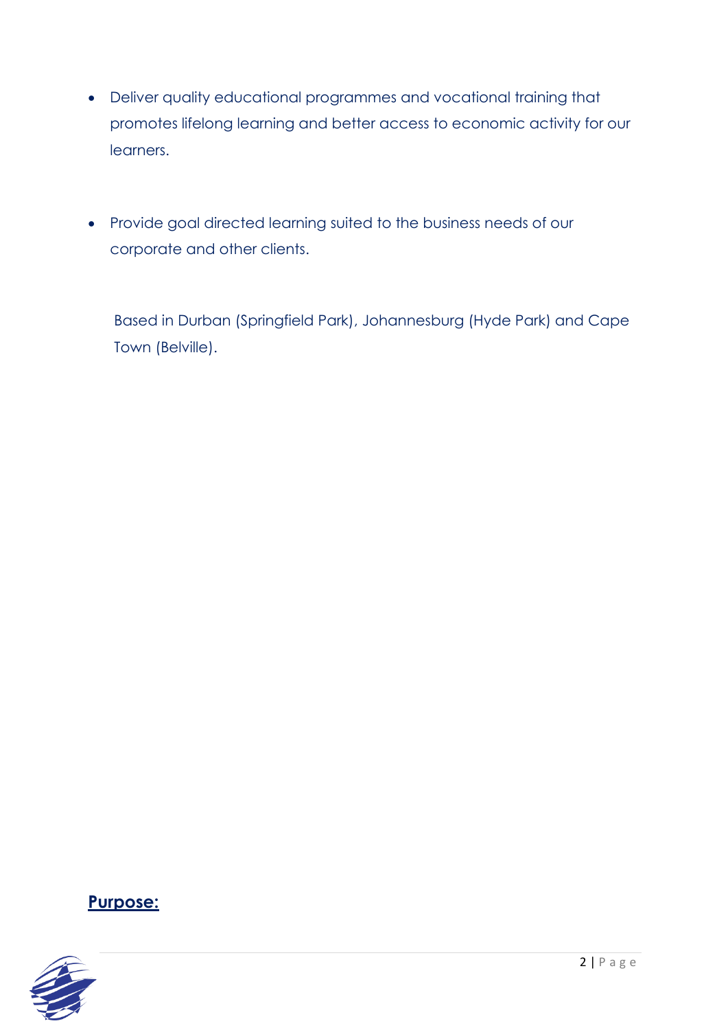- Deliver quality educational programmes and vocational training that promotes lifelong learning and better access to economic activity for our learners.

- Provide goal directed learning suited to the business needs of our corporate and other clients.

Based in Durban (Springfield Park), Johannesburg (Hyde Park) and Cape Town (Belville).

## **Purpose:**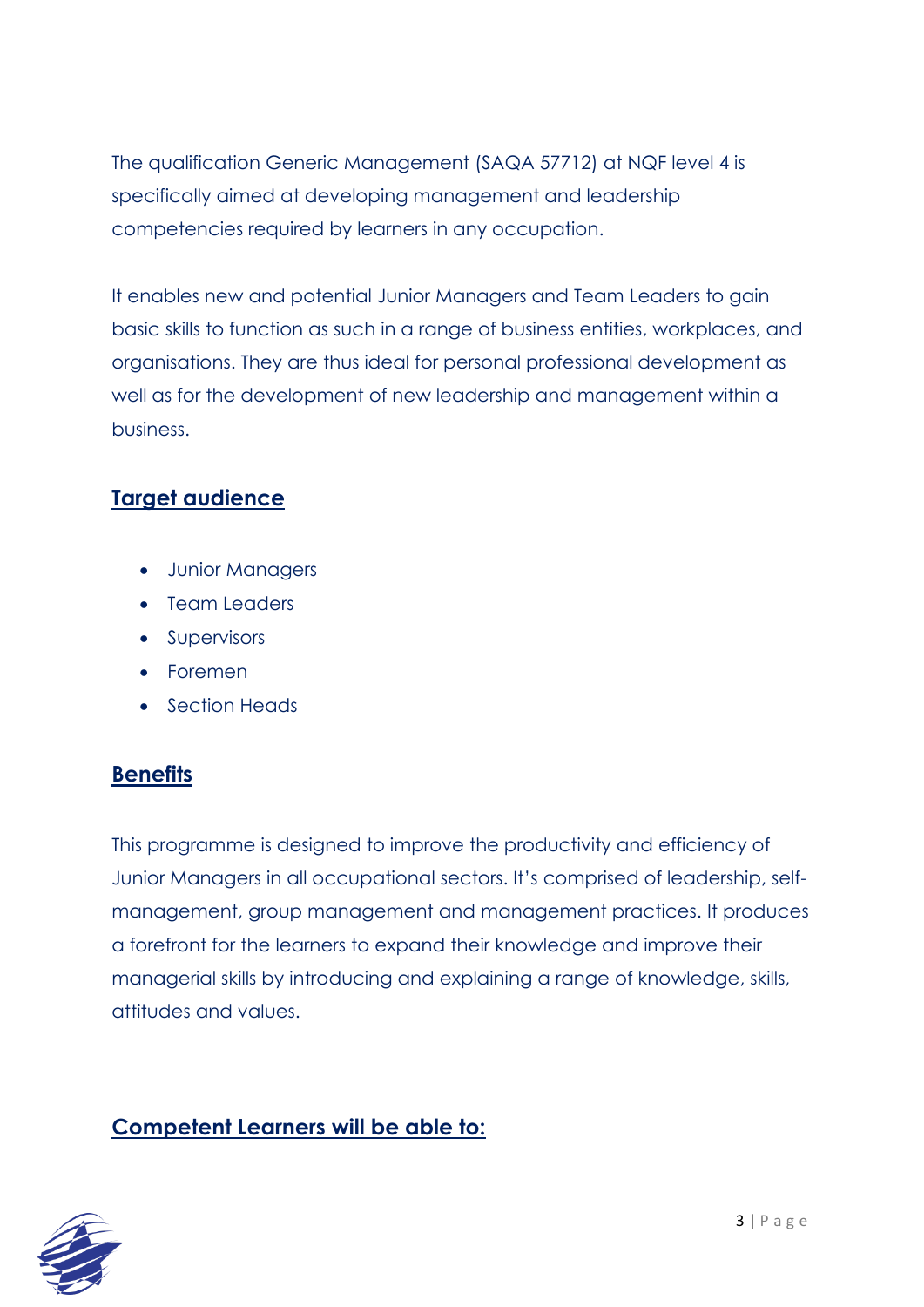The qualification Generic Management (SAQA 57712) at NQF level 4 is specifically aimed at developing management and leadership competencies required by learners in any occupation.

It enables new and potential Junior Managers and Team Leaders to gain basic skills to function as such in a range of business entities, workplaces, and organisations. They are thus ideal for personal professional development as well as for the development of new leadership and management within a business.

## Target audience

- Junior Managers
- Team Leaders
- Supervisors
- Foremen
- Section Heads

## Benefits

This programme is designed to improve the productivity and efficiency of Junior Managers in all occupational sectors. It's comprised of leadership, self-management, group management and management practices. It produces a forefront for the learners to expand their knowledge and improve their managerial skills by introducing and explaining a range of knowledge, skills, attitudes and values.

## Competent Learners will be able to: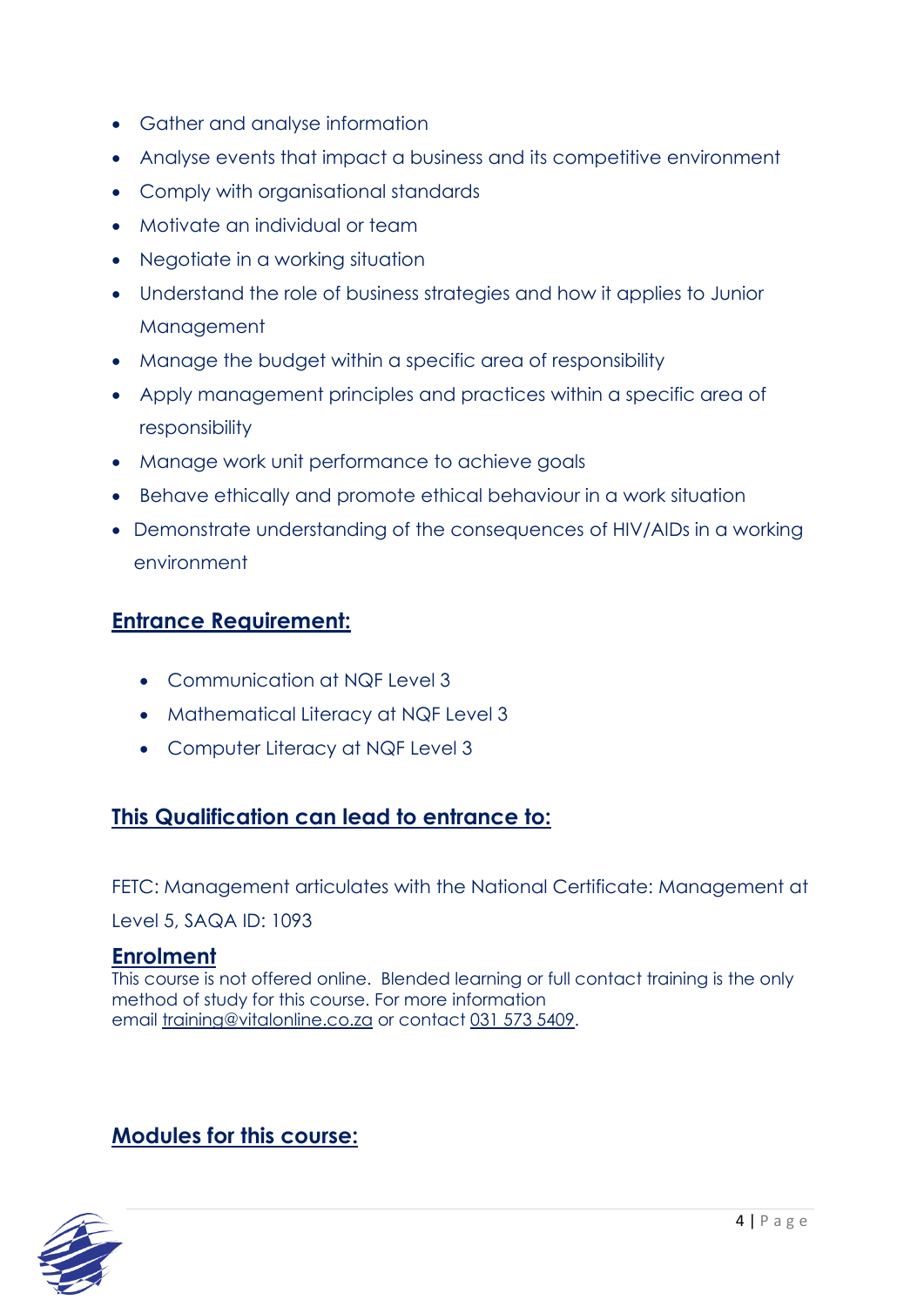- Gather and analyse information
- Analyse events that impact a business and its competitive environment
- Comply with organisational standards
- Motivate an individual or team
- Negotiate in a working situation
- Understand the role of business strategies and how it applies to Junior Management
- Manage the budget within a specific area of responsibility
- Apply management principles and practices within a specific area of responsibility
- Manage work unit performance to achieve goals
- Behave ethically and promote ethical behaviour in a work situation
- Demonstrate understanding of the consequences of HIV/AIDs in a working environment

## Entrance Requirement:

- Communication at NQF Level 3
- Mathematical Literacy at NQF Level 3
- Computer Literacy at NQF Level 3

## This Qualification can lead to entrance to:

FETC: Management articulates with the National Certificate: Management at Level 5, SAQA ID: 1093

## Enrolment

This course is not offered online. Blended learning or full contact training is the only method of study for this course. For more information email training@vitalonline.co.za or contact 031 573 5409.

## Modules for this course: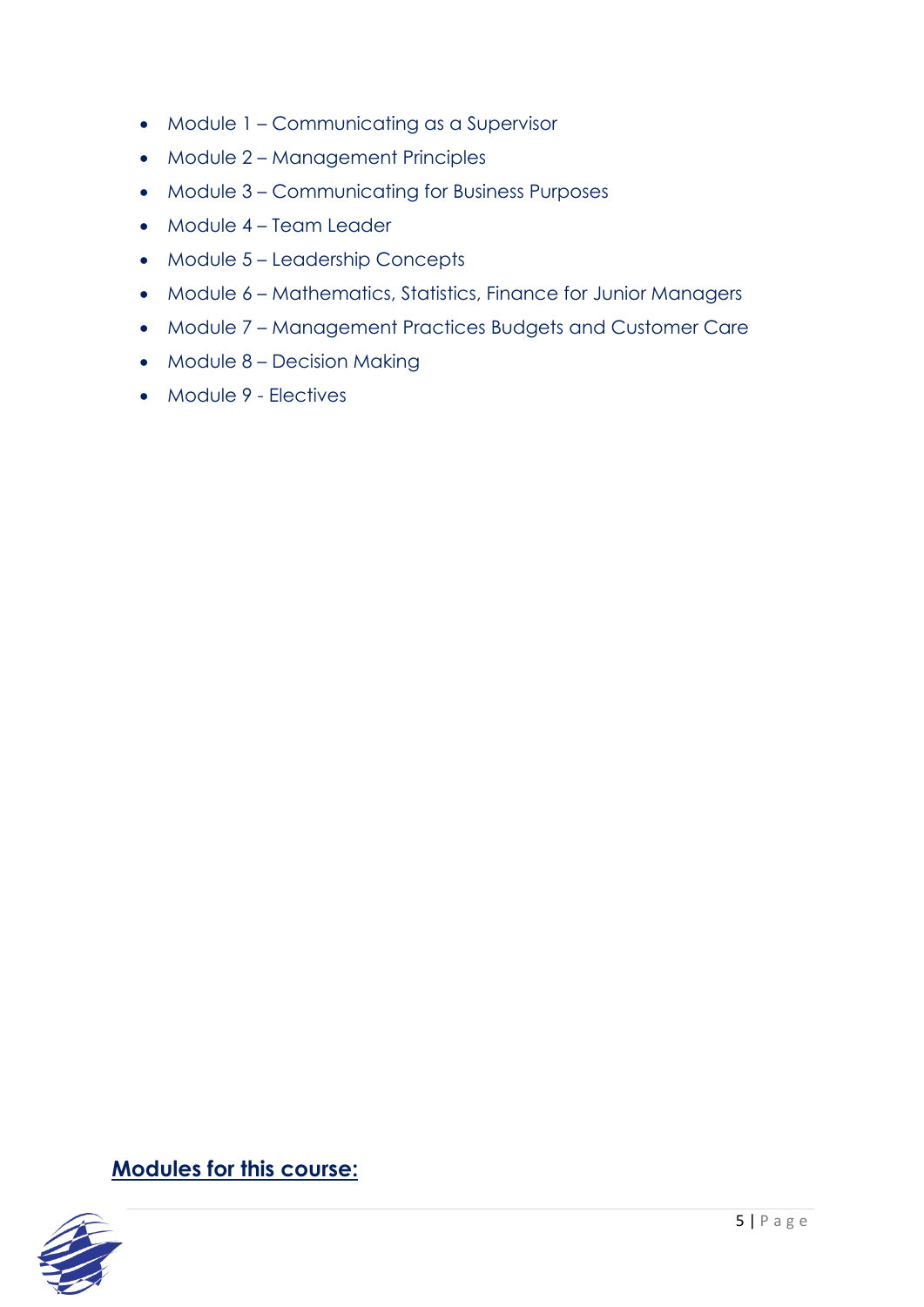- Module 1 – Communicating as a Supervisor
- Module 2 – Management Principles
- Module 3 – Communicating for Business Purposes
- Module 4 – Team Leader
- Module 5 – Leadership Concepts
- Module 6 – Mathematics, Statistics, Finance for Junior Managers
- Module 7 – Management Practices Budgets and Customer Care
- Module 8 – Decision Making
- Module 9 - Electives

## **Modules for this course:**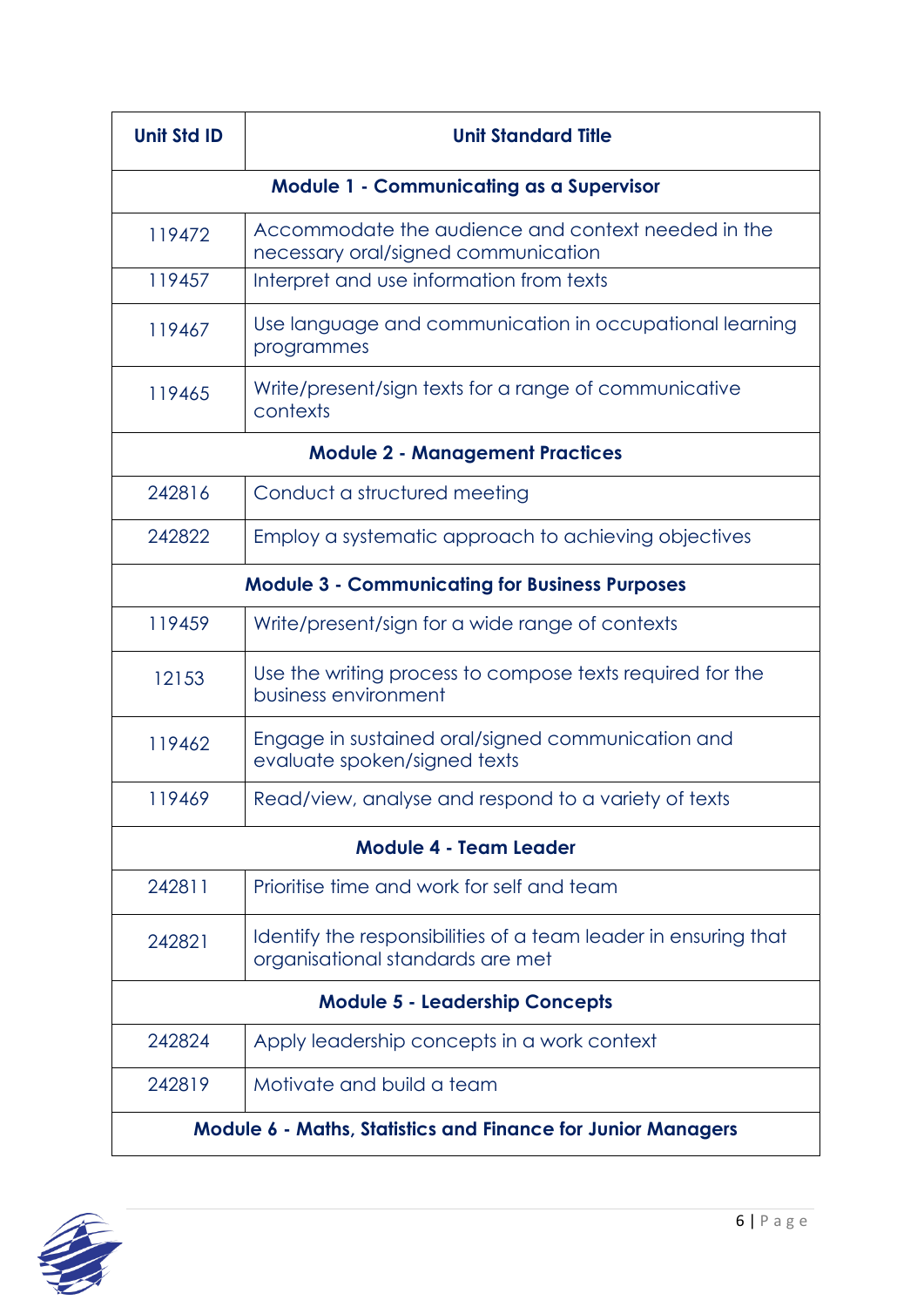| Unit Std ID | Unit Standard Title |
|---|---|
| **Module 1 - Communicating as a Supervisor** | |
| 119472 | Accommodate the audience and context needed in the necessary oral/signed communication |
| 119457 | Interpret and use information from texts |
| 119467 | Use language and communication in occupational learning programmes |
| 119465 | Write/present/sign texts for a range of communicative contexts |
| **Module 2 - Management Practices** | |
| 242816 | Conduct a structured meeting |
| 242822 | Employ a systematic approach to achieving objectives |
| **Module 3 - Communicating for Business Purposes** | |
| 119459 | Write/present/sign for a wide range of contexts |
| 12153 | Use the writing process to compose texts required for the business environment |
| 119462 | Engage in sustained oral/signed communication and evaluate spoken/signed texts |
| 119469 | Read/view, analyse and respond to a variety of texts |
| **Module 4 - Team Leader** | |
| 242811 | Prioritise time and work for self and team |
| 242821 | Identify the responsibilities of a team leader in ensuring that organisational standards are met |
| **Module 5 - Leadership Concepts** | |
| 242824 | Apply leadership concepts in a work context |
| 242819 | Motivate and build a team |
| **Module 6 - Maths, Statistics and Finance for Junior Managers** | |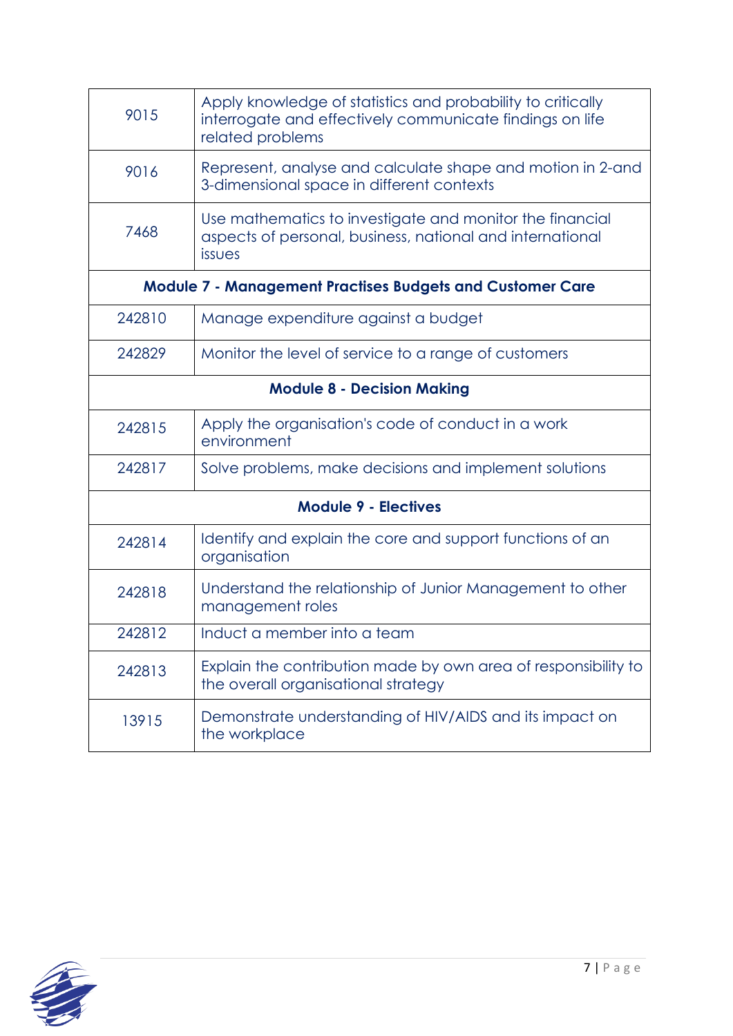| | |
|---|---|
| 9015 | Apply knowledge of statistics and probability to critically interrogate and effectively communicate findings on life related problems |
| 9016 | Represent, analyse and calculate shape and motion in 2-and 3-dimensional space in different contexts |
| 7468 | Use mathematics to investigate and monitor the financial aspects of personal, business, national and international issues |
| **Module 7 - Management Practises Budgets and Customer Care** | |
| 242810 | Manage expenditure against a budget |
| 242829 | Monitor the level of service to a range of customers |
| **Module 8 - Decision Making** | |
| 242815 | Apply the organisation's code of conduct in a work environment |
| 242817 | Solve problems, make decisions and implement solutions |
| **Module 9 - Electives** | |
| 242814 | Identify and explain the core and support functions of an organisation |
| 242818 | Understand the relationship of Junior Management to other management roles |
| 242812 | Induct a member into a team |
| 242813 | Explain the contribution made by own area of responsibility to the overall organisational strategy |
| 13915 | Demonstrate understanding of HIV/AIDS and its impact on the workplace |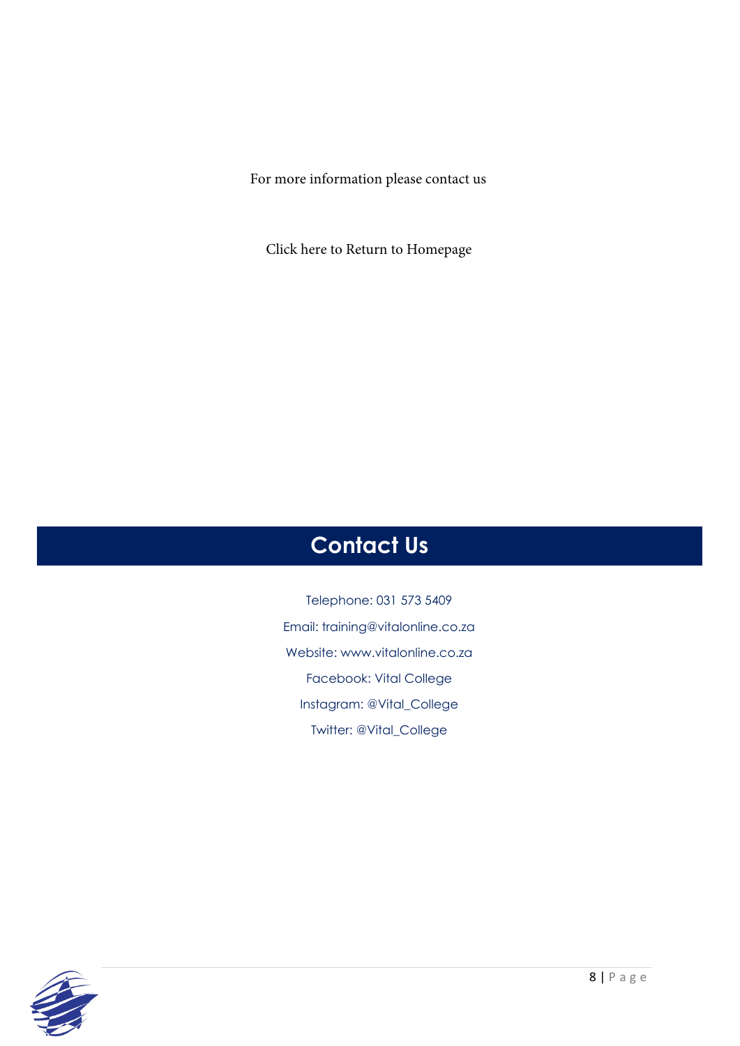For more information please contact us

Click here to Return to Homepage

## Contact Us

Telephone: 031 573 5409

Email: training@vitalonline.co.za

Website: www.vitalonline.co.za

Facebook: Vital College

Instagram: @Vital_College

Twitter: @Vital_College